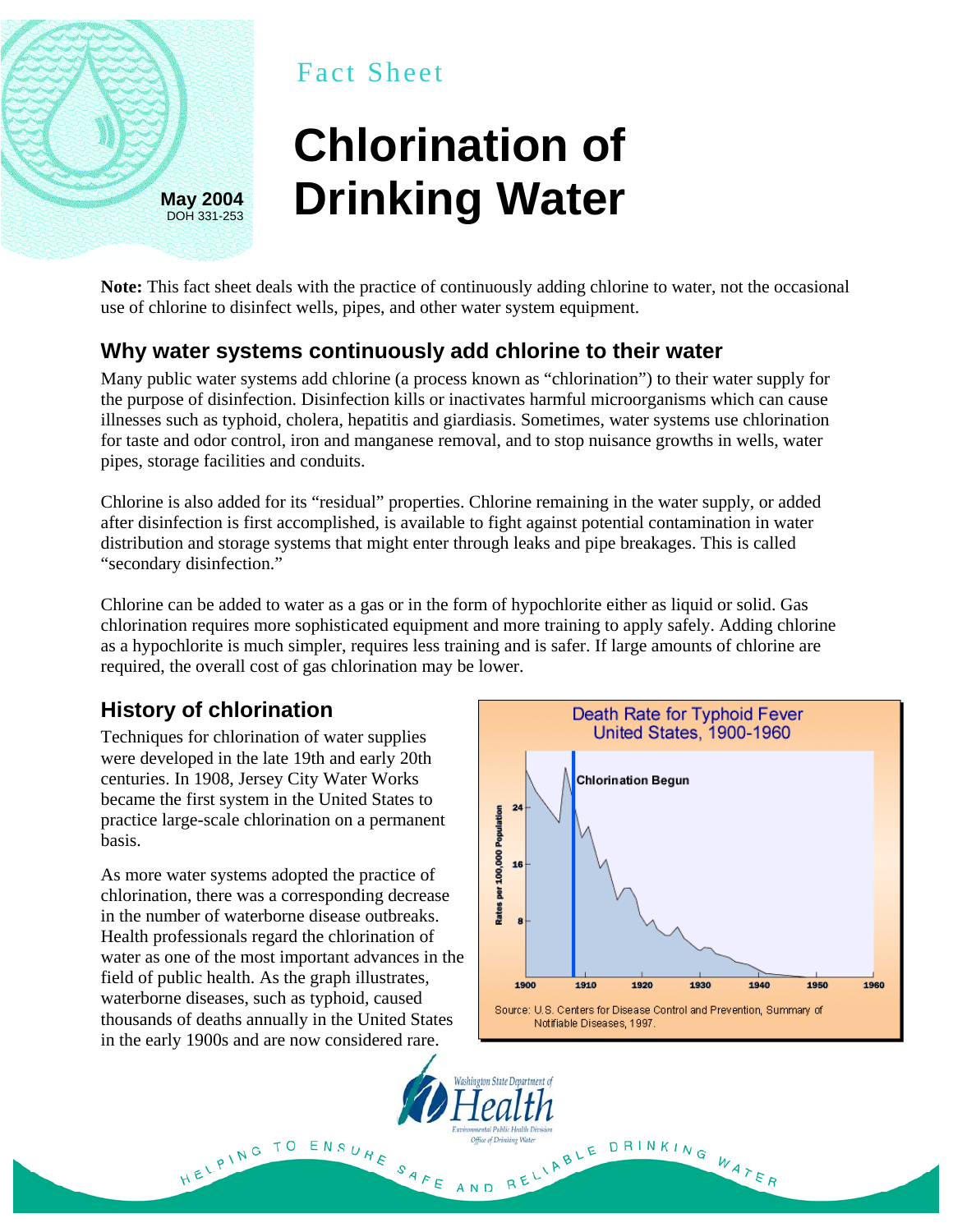Fact Sheet

May 2004
DOH 331-253

# Chlorination of Drinking Water

**Note:** This fact sheet deals with the practice of continuously adding chlorine to water, not the occasional use of chlorine to disinfect wells, pipes, and other water system equipment.

## Why water systems continuously add chlorine to their water

Many public water systems add chlorine (a process known as "chlorination") to their water supply for the purpose of disinfection. Disinfection kills or inactivates harmful microorganisms which can cause illnesses such as typhoid, cholera, hepatitis and giardiasis. Sometimes, water systems use chlorination for taste and odor control, iron and manganese removal, and to stop nuisance growths in wells, water pipes, storage facilities and conduits.

Chlorine is also added for its "residual" properties. Chlorine remaining in the water supply, or added after disinfection is first accomplished, is available to fight against potential contamination in water distribution and storage systems that might enter through leaks and pipe breakages. This is called "secondary disinfection."

Chlorine can be added to water as a gas or in the form of hypochlorite either as liquid or solid. Gas chlorination requires more sophisticated equipment and more training to apply safely. Adding chlorine as a hypochlorite is much simpler, requires less training and is safer. If large amounts of chlorine are required, the overall cost of gas chlorination may be lower.

## History of chlorination

Techniques for chlorination of water supplies were developed in the late 19th and early 20th centuries. In 1908, Jersey City Water Works became the first system in the United States to practice large-scale chlorination on a permanent basis.

As more water systems adopted the practice of chlorination, there was a corresponding decrease in the number of waterborne disease outbreaks. Health professionals regard the chlorination of water as one of the most important advances in the field of public health. As the graph illustrates, waterborne diseases, such as typhoid, caused thousands of deaths annually in the United States in the early 1900s and are now considered rare.

Death Rate for Typhoid Fever
United States, 1900-1960

Chlorination Begun

Rates per 100,000 Population

24
16
8

1900 1910 1920 1930 1940 1950 1960

Source: U.S. Centers for Disease Control and Prevention, Summary of Notifiable Diseases, 1997.

Washington State Department of Health
Environmental Public Health Division
Office of Drinking Water

HELPING TO ENSURE SAFE AND RELIABLE DRINKING WATER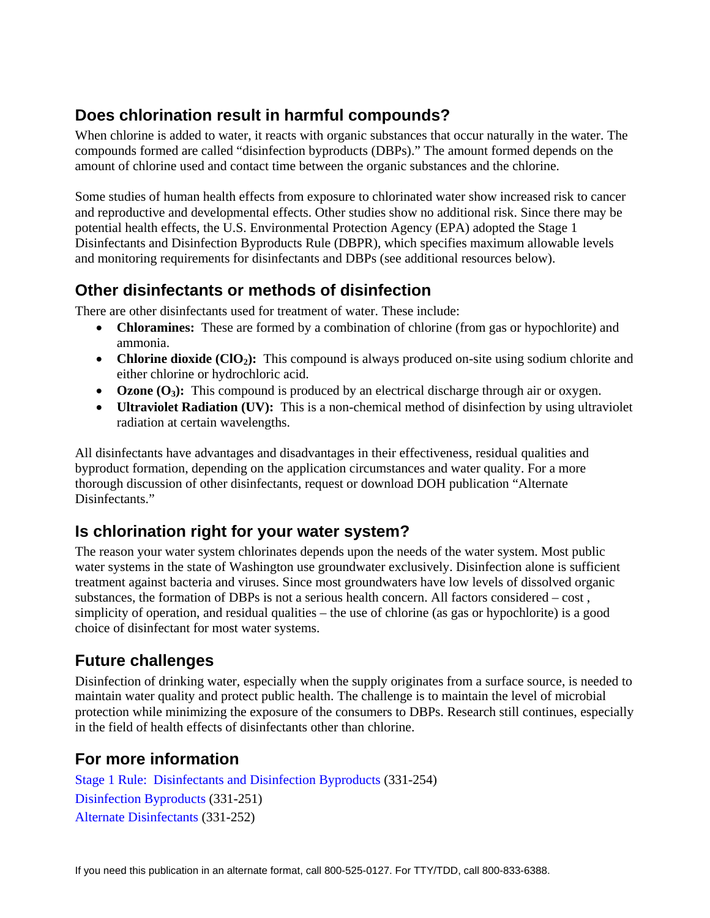## Does chlorination result in harmful compounds?

When chlorine is added to water, it reacts with organic substances that occur naturally in the water. The compounds formed are called "disinfection byproducts (DBPs)." The amount formed depends on the amount of chlorine used and contact time between the organic substances and the chlorine.

Some studies of human health effects from exposure to chlorinated water show increased risk to cancer and reproductive and developmental effects. Other studies show no additional risk. Since there may be potential health effects, the U.S. Environmental Protection Agency (EPA) adopted the Stage 1 Disinfectants and Disinfection Byproducts Rule (DBPR), which specifies maximum allowable levels and monitoring requirements for disinfectants and DBPs (see additional resources below).

## Other disinfectants or methods of disinfection

There are other disinfectants used for treatment of water. These include:

- **Chloramines:** These are formed by a combination of chlorine (from gas or hypochlorite) and ammonia.
- **Chlorine dioxide ($ClO_2$):** This compound is always produced on-site using sodium chlorite and either chlorine or hydrochloric acid.
- **Ozone ($O_3$):** This compound is produced by an electrical discharge through air or oxygen.
- **Ultraviolet Radiation (UV):** This is a non-chemical method of disinfection by using ultraviolet radiation at certain wavelengths.

All disinfectants have advantages and disadvantages in their effectiveness, residual qualities and byproduct formation, depending on the application circumstances and water quality. For a more thorough discussion of other disinfectants, request or download DOH publication "Alternate Disinfectants."

## Is chlorination right for your water system?

The reason your water system chlorinates depends upon the needs of the water system. Most public water systems in the state of Washington use groundwater exclusively. Disinfection alone is sufficient treatment against bacteria and viruses. Since most groundwaters have low levels of dissolved organic substances, the formation of DBPs is not a serious health concern. All factors considered – cost , simplicity of operation, and residual qualities – the use of chlorine (as gas or hypochlorite) is a good choice of disinfectant for most water systems.

## Future challenges

Disinfection of drinking water, especially when the supply originates from a surface source, is needed to maintain water quality and protect public health. The challenge is to maintain the level of microbial protection while minimizing the exposure of the consumers to DBPs. Research still continues, especially in the field of health effects of disinfectants other than chlorine.

## For more information

Stage 1 Rule: Disinfectants and Disinfection Byproducts (331-254)

Disinfection Byproducts (331-251)

Alternate Disinfectants (331-252)

If you need this publication in an alternate format, call 800-525-0127. For TTY/TDD, call 800-833-6388.